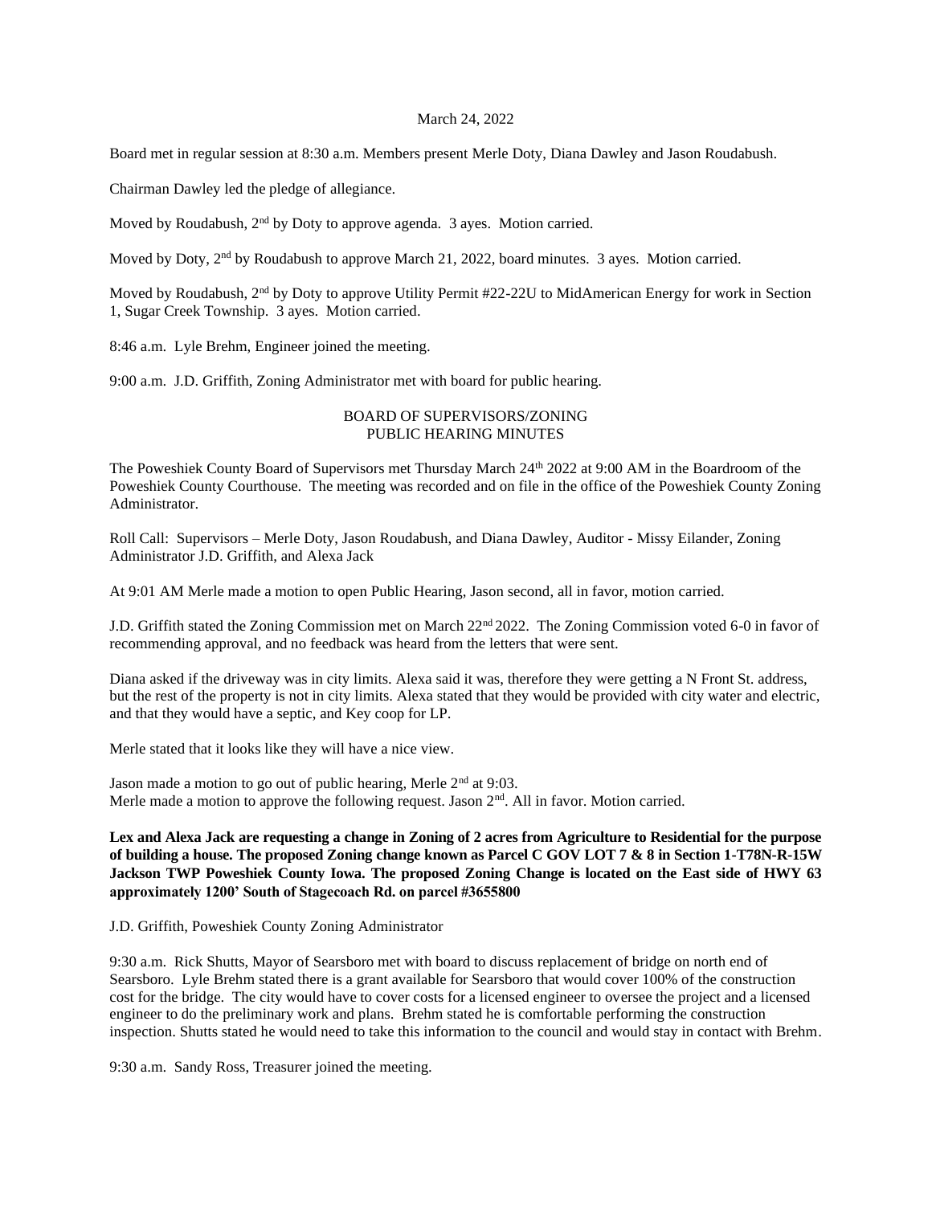March 24, 2022

Board met in regular session at 8:30 a.m. Members present Merle Doty, Diana Dawley and Jason Roudabush.

Chairman Dawley led the pledge of allegiance.

Moved by Roudabush, 2nd by Doty to approve agenda. 3 ayes. Motion carried.

Moved by Doty, 2nd by Roudabush to approve March 21, 2022, board minutes. 3 ayes. Motion carried.

Moved by Roudabush, 2nd by Doty to approve Utility Permit #22-22U to MidAmerican Energy for work in Section 1, Sugar Creek Township. 3 ayes. Motion carried.

8:46 a.m. Lyle Brehm, Engineer joined the meeting.

9:00 a.m. J.D. Griffith, Zoning Administrator met with board for public hearing.

BOARD OF SUPERVISORS/ZONING
PUBLIC HEARING MINUTES

The Poweshiek County Board of Supervisors met Thursday March 24th 2022 at 9:00 AM in the Boardroom of the Poweshiek County Courthouse. The meeting was recorded and on file in the office of the Poweshiek County Zoning Administrator.

Roll Call: Supervisors – Merle Doty, Jason Roudabush, and Diana Dawley, Auditor - Missy Eilander, Zoning Administrator J.D. Griffith, and Alexa Jack

At 9:01 AM Merle made a motion to open Public Hearing, Jason second, all in favor, motion carried.

J.D. Griffith stated the Zoning Commission met on March 22nd 2022. The Zoning Commission voted 6-0 in favor of recommending approval, and no feedback was heard from the letters that were sent.

Diana asked if the driveway was in city limits. Alexa said it was, therefore they were getting a N Front St. address, but the rest of the property is not in city limits. Alexa stated that they would be provided with city water and electric, and that they would have a septic, and Key coop for LP.

Merle stated that it looks like they will have a nice view.

Jason made a motion to go out of public hearing, Merle 2nd at 9:03.
Merle made a motion to approve the following request. Jason 2nd. All in favor. Motion carried.

**Lex and Alexa Jack are requesting a change in Zoning of 2 acres from Agriculture to Residential for the purpose of building a house. The proposed Zoning change known as Parcel C GOV LOT 7 & 8 in Section 1-T78N-R-15W Jackson TWP Poweshiek County Iowa. The proposed Zoning Change is located on the East side of HWY 63 approximately 1200' South of Stagecoach Rd. on parcel #3655800**

J.D. Griffith, Poweshiek County Zoning Administrator

9:30 a.m. Rick Shutts, Mayor of Searsboro met with board to discuss replacement of bridge on north end of Searsboro. Lyle Brehm stated there is a grant available for Searsboro that would cover 100% of the construction cost for the bridge. The city would have to cover costs for a licensed engineer to oversee the project and a licensed engineer to do the preliminary work and plans. Brehm stated he is comfortable performing the construction inspection. Shutts stated he would need to take this information to the council and would stay in contact with Brehm.

9:30 a.m. Sandy Ross, Treasurer joined the meeting.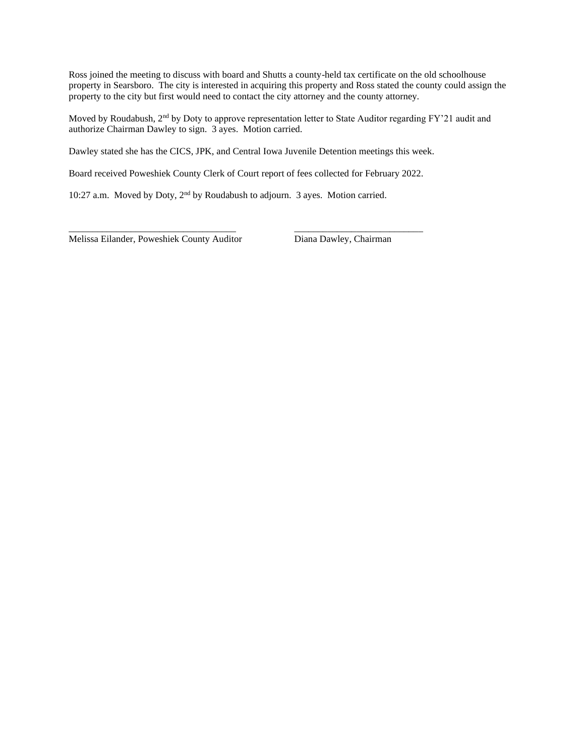Ross joined the meeting to discuss with board and Shutts a county-held tax certificate on the old schoolhouse property in Searsboro. The city is interested in acquiring this property and Ross stated the county could assign the property to the city but first would need to contact the city attorney and the county attorney.

Moved by Roudabush, 2nd by Doty to approve representation letter to State Auditor regarding FY'21 audit and authorize Chairman Dawley to sign. 3 ayes. Motion carried.

Dawley stated she has the CICS, JPK, and Central Iowa Juvenile Detention meetings this week.

Board received Poweshiek County Clerk of Court report of fees collected for February 2022.

10:27 a.m. Moved by Doty, 2nd by Roudabush to adjourn. 3 ayes. Motion carried.

\_\_\_\_\_\_\_\_\_\_\_\_\_\_\_\_\_\_\_\_\_\_\_\_\_\_\_\_\_\_\_\_\_\_\_ \_\_\_\_\_\_\_\_\_\_\_\_\_\_\_\_\_\_\_\_\_\_\_\_\_\_\_

Melissa Eilander, Poweshiek County Auditor Diana Dawley, Chairman